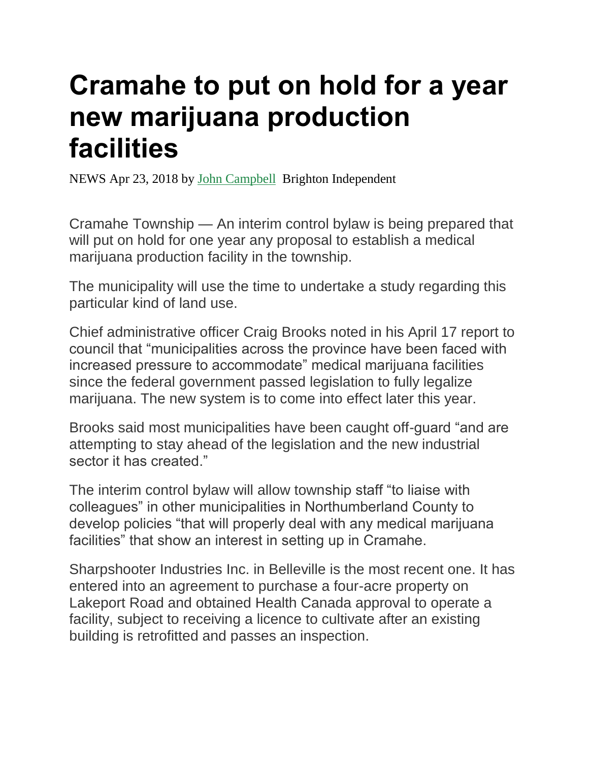# Cramahe to put on hold for a year new marijuana production facilities

NEWS Apr 23, 2018 by John Campbell Brighton Independent

Cramahe Township — An interim control bylaw is being prepared that will put on hold for one year any proposal to establish a medical marijuana production facility in the township.

The municipality will use the time to undertake a study regarding this particular kind of land use.

Chief administrative officer Craig Brooks noted in his April 17 report to council that "municipalities across the province have been faced with increased pressure to accommodate" medical marijuana facilities since the federal government passed legislation to fully legalize marijuana. The new system is to come into effect later this year.

Brooks said most municipalities have been caught off-guard "and are attempting to stay ahead of the legislation and the new industrial sector it has created."

The interim control bylaw will allow township staff "to liaise with colleagues" in other municipalities in Northumberland County to develop policies "that will properly deal with any medical marijuana facilities" that show an interest in setting up in Cramahe.

Sharpshooter Industries Inc. in Belleville is the most recent one. It has entered into an agreement to purchase a four-acre property on Lakeport Road and obtained Health Canada approval to operate a facility, subject to receiving a licence to cultivate after an existing building is retrofitted and passes an inspection.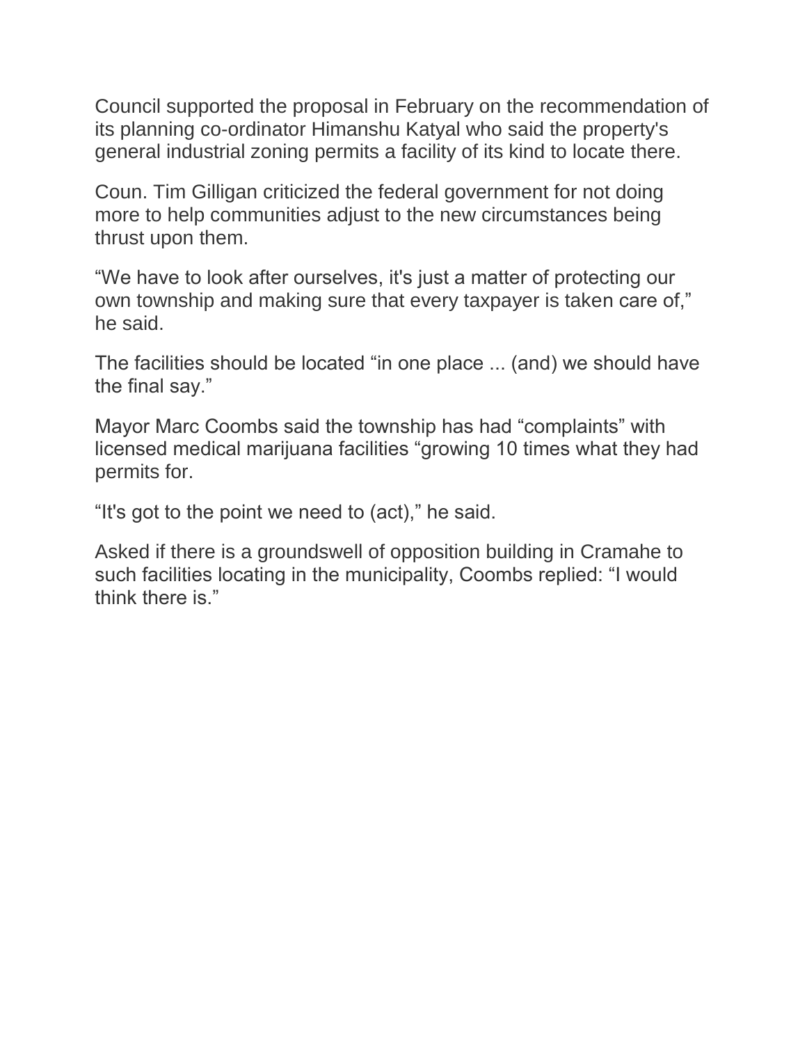Council supported the proposal in February on the recommendation of its planning co-ordinator Himanshu Katyal who said the property's general industrial zoning permits a facility of its kind to locate there.

Coun. Tim Gilligan criticized the federal government for not doing more to help communities adjust to the new circumstances being thrust upon them.

“We have to look after ourselves, it's just a matter of protecting our own township and making sure that every taxpayer is taken care of,” he said.

The facilities should be located “in one place ... (and) we should have the final say.”

Mayor Marc Coombs said the township has had “complaints” with licensed medical marijuana facilities “growing 10 times what they had permits for.

“It's got to the point we need to (act),” he said.

Asked if there is a groundswell of opposition building in Cramahe to such facilities locating in the municipality, Coombs replied: “I would think there is.”